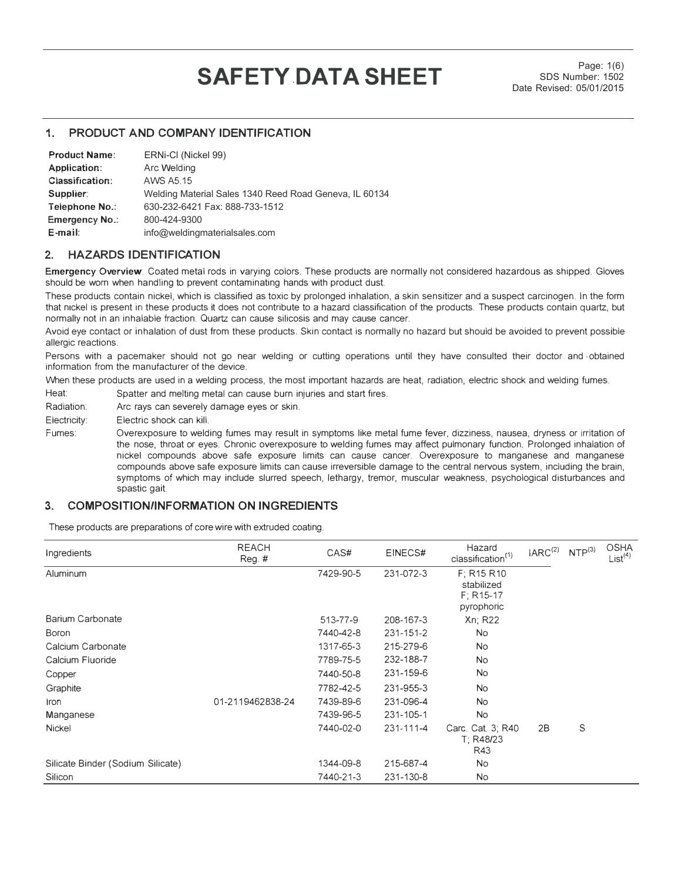# SAFETY DATA SHEET

SDS Number: 1502
Date Revised: 05/01/2015

## 1. PRODUCT AND COMPANY IDENTIFICATION

**Product Name**: ERNi-CI (Nickel 99)
**Application**: Arc Welding
**Classification**: AWS A5.15
**Supplier**: Welding Material Sales 1340 Reed Road Geneva, IL 60134
**Telephone No.**: 630-232-6421 Fax: 888-733-1512
**Emergency No.**: 800-424-9300
**E-mail**: info@weldingmaterialsales.com

## 2. HAZARDS IDENTIFICATION

**Emergency Overview**. Coated metal rods in varying colors. These products are normally not considered hazardous as shipped. Gloves should be worn when handling to prevent contaminating hands with product dust.

These products contain nickel, which is classified as toxic by prolonged inhalation, a skin sensitizer and a suspect carcinogen. In the form that nickel is present in these products it does not contribute to a hazard classification of the products. These products contain quartz, but normally not in an inhalable fraction. Quartz can cause silicosis and may cause cancer.

Avoid eye contact or inhalation of dust from these products. Skin contact is normally no hazard but should be avoided to prevent possible allergic reactions.

Persons with a pacemaker should not go near welding or cutting operations until they have consulted their doctor and obtained information from the manufacturer of the device.

When these products are used in a welding process, the most important hazards are heat, radiation, electric shock and welding fumes.

Heat: Spatter and melting metal can cause burn injuries and start fires.

Radiation: Arc rays can severely damage eyes or skin.

Electricity: Electric shock can kill.

Fumes: Overexposure to welding fumes may result in symptoms like metal fume fever, dizziness, nausea, dryness or irritation of the nose, throat or eyes. Chronic overexposure to welding fumes may affect pulmonary function. Prolonged inhalation of nickel compounds above safe exposure limits can cause cancer. Overexposure to manganese and manganese compounds above safe exposure limits can cause irreversible damage to the central nervous system, including the brain, symptoms of which may include slurred speech, lethargy, tremor, muscular weakness, psychological disturbances and spastic gait.

## 3. COMPOSITION/INFORMATION ON INGREDIENTS

These products are preparations of core wire with extruded coating.

| Ingredients | REACH Reg. # | CAS# | EINECS# | Hazard classification(1) | IARC(2) | NTP(3) | OSHA List(4) |
|---|---|---|---|---|---|---|---|
| Aluminum | | 7429-90-5 | 231-072-3 | F; R15 R10 stabilized F; R15-17 pyrophoric | | | |
| Barium Carbonate | | 513-77-9 | 208-167-3 | Xn; R22 | | | |
| Boron | | 7440-42-8 | 231-151-2 | No | | | |
| Calcium Carbonate | | 1317-65-3 | 215-279-6 | No | | | |
| Calcium Fluoride | | 7789-75-5 | 232-188-7 | No | | | |
| Copper | | 7440-50-8 | 231-159-6 | No | | | |
| Graphite | | 7782-42-5 | 231-955-3 | No | | | |
| Iron | 01-2119462838-24 | 7439-89-6 | 231-096-4 | No | | | |
| Manganese | | 7439-96-5 | 231-105-1 | No | | | |
| Nickel | | 7440-02-0 | 231-111-4 | Carc. Cat. 3; R40 T; R48/23 R43 | 2B | S | |
| Silicate Binder (Sodium Silicate) | | 1344-09-8 | 215-687-4 | No | | | |
| Silicon | | 7440-21-3 | 231-130-8 | No | | | |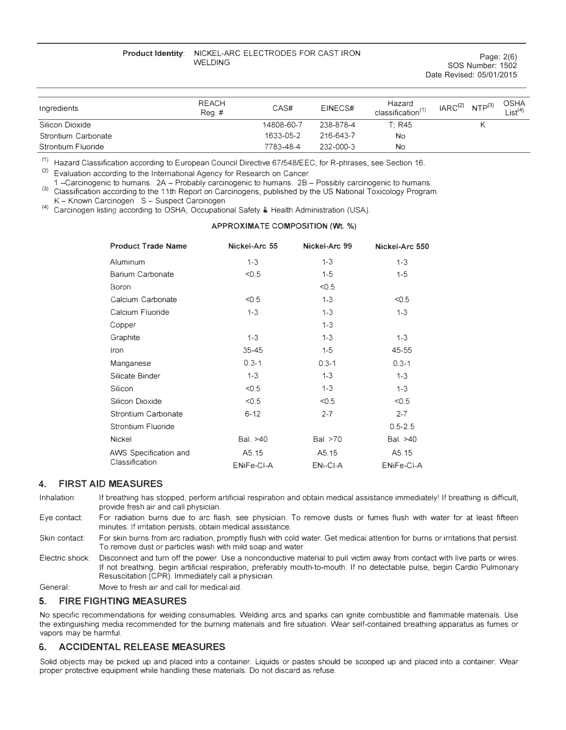| Ingredients | REACH Reg. # | CAS# | EINECS# | Hazard classification[(1)] | IARC[(2)] | NTP[(3)] | OSHA List[(4)] |
|---|---|---|---|---|---|---|---|
| Silicon Dioxide | | 14808-60-7 | 238-878-4 | T; R45 | | K | |
| Strontium Carbonate | | 1633-05-2 | 216-643-7 | No | | | |
| Strontium Fluoride | | 7783-48-4 | 232-000-3 | No | | | |

(1) Hazard Classification according to European Council Directive 67/548/EEC, for R-phrases, see Section 16.

(2) Evaluation according to the International Agency for Research on Cancer.
1 –Carcinogenic to humans. 2A – Probably carcinogenic to humans. 2B – Possibly carcinogenic to humans.

(3) Classification according to the 11th Report on Carcinogens, published by the US National Toxicology Program.
K – Known Carcinogen S – Suspect Carcinogen

(4) Carcinogen listing according to OSHA, Occupational Safety & Health Administration (USA).

**APPROXIMATE COMPOSITION (Wt. %)**

| Product Trade Name | Nickel-Arc 55 | Nickel-Arc 99 | Nickel-Arc 550 |
|---|---|---|---|
| Aluminum | 1-3 | 1-3 | 1-3 |
| Barium Carbonate | <0.5 | 1-5 | 1-5 |
| Boron | | <0.5 | |
| Calcium Carbonate | <0.5 | 1-3 | <0.5 |
| Calcium Fluoride | 1-3 | 1-3 | 1-3 |
| Copper | | 1-3 | |
| Graphite | 1-3 | 1-3 | 1-3 |
| Iron | 35-45 | 1-5 | 45-55 |
| Manganese | 0.3-1 | 0.3-1 | 0.3-1 |
| Silicate Binder | 1-3 | 1-3 | 1-3 |
| Silicon | <0.5 | 1-3 | 1-3 |
| Silicon Dioxide | <0.5 | <0.5 | <0.5 |
| Strontium Carbonate | 6-12 | 2-7 | 2-7 |
| Strontium Fluoride | | | 0.5-2.5 |
| Nickel | Bal. >40 | Bal. >70 | Bal. >40 |
| AWS Specification and Classification | A5.15 ENiFe-CI-A | A5.15 ENi-CI-A | A5.15 ENiFe-CI-A |

## 4. FIRST AID MEASURES

Inhalation: If breathing has stopped, perform artificial respiration and obtain medical assistance immediately! If breathing is difficult, provide fresh air and call physician.

Eye contact: For radiation burns due to arc flash, see physician. To remove dusts or fumes flush with water for at least fifteen minutes. If irritation persists, obtain medical assistance.

Skin contact: For skin burns from arc radiation, promptly flush with cold water. Get medical attention for burns or irritations that persist. To remove dust or particles wash with mild soap and water.

Electric shock: Disconnect and turn off the power. Use a nonconductive material to pull victim away from contact with live parts or wires. If not breathing, begin artificial respiration, preferably mouth-to-mouth. If no detectable pulse, begin Cardio Pulmonary Resuscitation (CPR). Immediately call a physician.

General: Move to fresh air and call for medical aid.

## 5. FIRE FIGHTING MEASURES

No specific recommendations for welding consumables. Welding arcs and sparks can ignite combustible and flammable materials. Use the extinguishing media recommended for the burning materials and fire situation. Wear self-contained breathing apparatus as fumes or vapors may be harmful.

## 6. ACCIDENTAL RELEASE MEASURES

Solid objects may be picked up and placed into a container. Liquids or pastes should be scooped up and placed into a container. Wear proper protective equipment while handling these materials. Do not discard as refuse.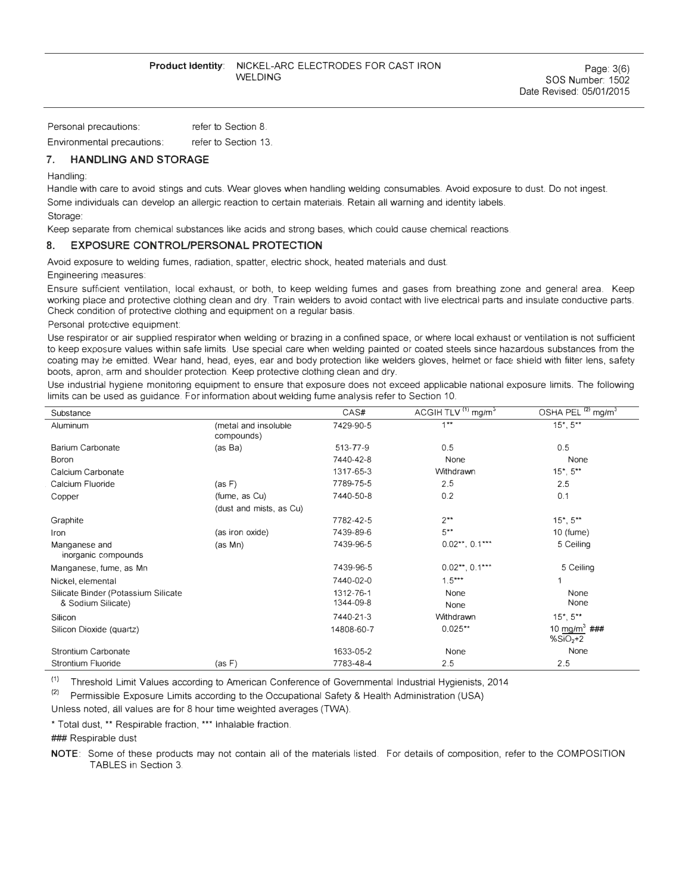Personal precautions: refer to Section 8.

Environmental precautions: refer to Section 13.

## 7. HANDLING AND STORAGE

Handling:

Handle with care to avoid stings and cuts. Wear gloves when handling welding consumables. Avoid exposure to dust. Do not ingest. Some individuals can develop an allergic reaction to certain materials. Retain all warning and identity labels.

Storage:

Keep separate from chemical substances like acids and strong bases, which could cause chemical reactions.

## 8. EXPOSURE CONTROL/PERSONAL PROTECTION

Avoid exposure to welding fumes, radiation, spatter, electric shock, heated materials and dust.

Engineering measures:

Ensure sufficient ventilation, local exhaust, or both, to keep welding fumes and gases from breathing zone and general area. Keep working place and protective clothing clean and dry. Train welders to avoid contact with live electrical parts and insulate conductive parts. Check condition of protective clothing and equipment on a regular basis.

Personal protective equipment:

Use respirator or air supplied respirator when welding or brazing in a confined space, or where local exhaust or ventilation is not sufficient to keep exposure values within safe limits. Use special care when welding painted or coated steels since hazardous substances from the coating may be emitted. Wear hand, head, eyes, ear and body protection like welders gloves, helmet or face shield with filter lens, safety boots, apron, arm and shoulder protection. Keep protective clothing clean and dry.

Use industrial hygiene monitoring equipment to ensure that exposure does not exceed applicable national exposure limits. The following limits can be used as guidance. For information about welding fume analysis refer to Section 10.

| Substance | | CAS# | ACGIH TLV (1) mg/m³ | OSHA PEL (2) mg/m³ |
|---|---|---|---|---|
| Aluminum | (metal and insoluble compounds) | 7429-90-5 | 1** | 15*, 5** |
| Barium Carbonate | (as Ba) | 513-77-9 | 0.5 | 0.5 |
| Boron | | 7440-42-8 | None | None |
| Calcium Carbonate | | 1317-65-3 | Withdrawn | 15*, 5** |
| Calcium Fluoride | (as F) | 7789-75-5 | 2.5 | 2.5 |
| Copper | (fume, as Cu) (dust and mists, as Cu) | 7440-50-8 | 0.2 | 0.1 |
| Graphite | | 7782-42-5 | 2** | 15*, 5** |
| Iron | (as iron oxide) | 7439-89-6 | 5** | 10 (fume) |
| Manganese and inorganic compounds | (as Mn) | 7439-96-5 | 0.02**, 0.1*** | 5 Ceiling |
| Manganese, fume, as Mn | | 7439-96-5 | 0.02**, 0.1*** | 5 Ceiling |
| Nickel, elemental | | 7440-02-0 | 1.5*** | 1 |
| Silicate Binder (Potassium Silicate & Sodium Silicate) | | 1312-76-1<br>1344-09-8 | None<br>None | None<br>None |
| Silicon | | 7440-21-3 | Withdrawn | 15*, 5** |
| Silicon Dioxide (quartz) | | 14808-60-7 | 0.025** | 10 mg/m³ ### / $\%SiO_2+2$ |
| Strontium Carbonate | | 1633-05-2 | None | None |
| Strontium Fluoride | (as F) | 7783-48-4 | 2.5 | 2.5 |

(1) Threshold Limit Values according to American Conference of Governmental Industrial Hygienists, 2014

(2) Permissible Exposure Limits according to the Occupational Safety & Health Administration (USA)

Unless noted, all values are for 8 hour time weighted averages (TWA).

* Total dust, ** Respirable fraction, *** Inhalable fraction.

### Respirable dust

**NOTE**: Some of these products may not contain all of the materials listed. For details of composition, refer to the COMPOSITION TABLES in Section 3.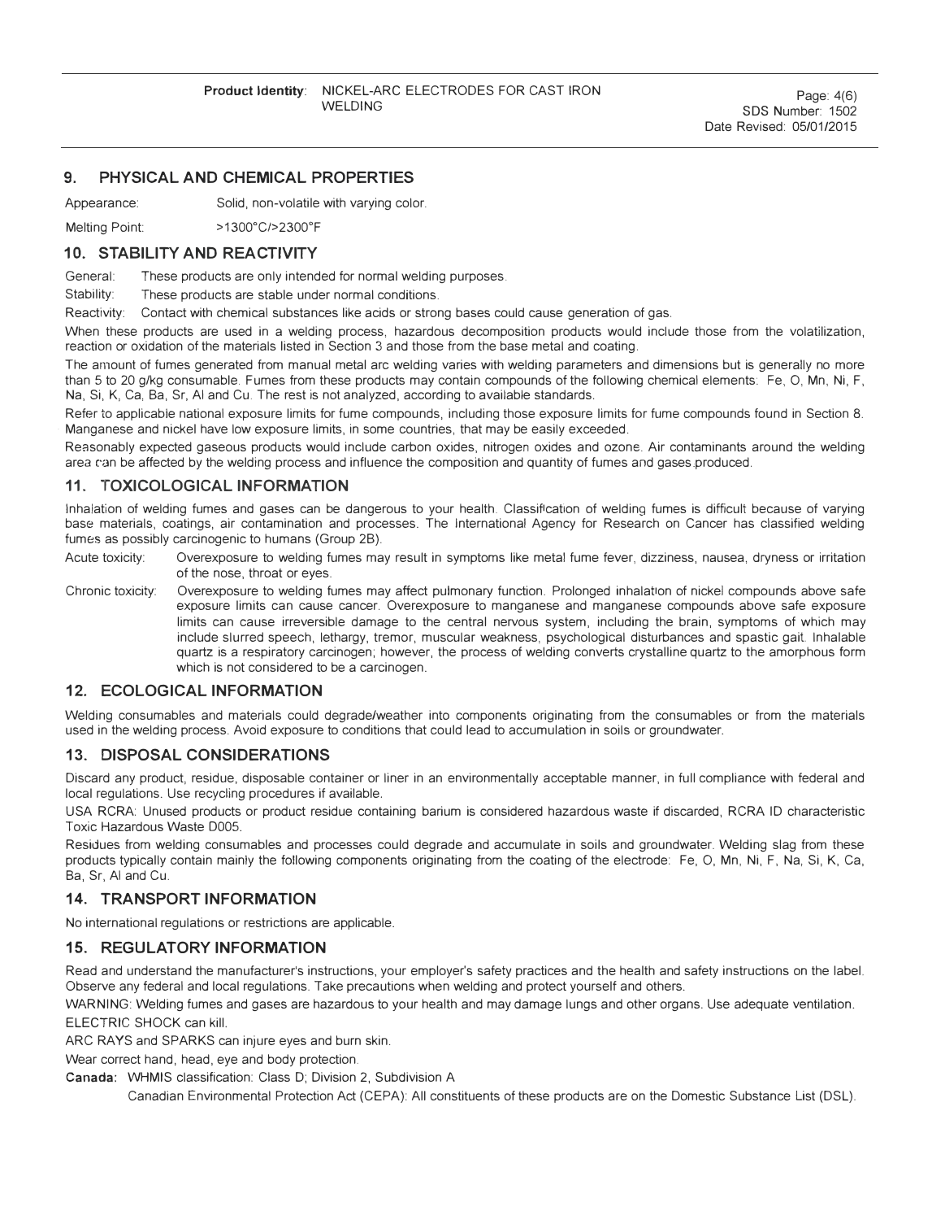## 9. PHYSICAL AND CHEMICAL PROPERTIES

Appearance: Solid, non-volatile with varying color.

Melting Point: >1300°C/>2300°F

## 10. STABILITY AND REACTIVITY

General: These products are only intended for normal welding purposes.

Stability: These products are stable under normal conditions.

Reactivity: Contact with chemical substances like acids or strong bases could cause generation of gas.

When these products are used in a welding process, hazardous decomposition products would include those from the volatilization, reaction or oxidation of the materials listed in Section 3 and those from the base metal and coating.

The amount of fumes generated from manual metal arc welding varies with welding parameters and dimensions but is generally no more than 5 to 20 g/kg consumable. Fumes from these products may contain compounds of the following chemical elements: Fe, O, Mn, Ni, F, Na, Si, K, Ca, Ba, Sr, Al and Cu. The rest is not analyzed, according to available standards.

Refer to applicable national exposure limits for fume compounds, including those exposure limits for fume compounds found in Section 8. Manganese and nickel have low exposure limits, in some countries, that may be easily exceeded.

Reasonably expected gaseous products would include carbon oxides, nitrogen oxides and ozone. Air contaminants around the welding area can be affected by the welding process and influence the composition and quantity of fumes and gases produced.

## 11. TOXICOLOGICAL INFORMATION

Inhalation of welding fumes and gases can be dangerous to your health. Classification of welding fumes is difficult because of varying base materials, coatings, air contamination and processes. The International Agency for Research on Cancer has classified welding fumes as possibly carcinogenic to humans (Group 2B).

Acute toxicity: Overexposure to welding fumes may result in symptoms like metal fume fever, dizziness, nausea, dryness or irritation of the nose, throat or eyes.

Chronic toxicity: Overexposure to welding fumes may affect pulmonary function. Prolonged inhalation of nickel compounds above safe exposure limits can cause cancer. Overexposure to manganese and manganese compounds above safe exposure limits can cause irreversible damage to the central nervous system, including the brain, symptoms of which may include slurred speech, lethargy, tremor, muscular weakness, psychological disturbances and spastic gait. Inhalable quartz is a respiratory carcinogen; however, the process of welding converts crystalline quartz to the amorphous form which is not considered to be a carcinogen.

## 12. ECOLOGICAL INFORMATION

Welding consumables and materials could degrade/weather into components originating from the consumables or from the materials used in the welding process. Avoid exposure to conditions that could lead to accumulation in soils or groundwater.

## 13. DISPOSAL CONSIDERATIONS

Discard any product, residue, disposable container or liner in an environmentally acceptable manner, in full compliance with federal and local regulations. Use recycling procedures if available.

USA RCRA: Unused products or product residue containing barium is considered hazardous waste if discarded, RCRA ID characteristic Toxic Hazardous Waste D005.

Residues from welding consumables and processes could degrade and accumulate in soils and groundwater. Welding slag from these products typically contain mainly the following components originating from the coating of the electrode: Fe, O, Mn, Ni, F, Na, Si, K, Ca, Ba, Sr, Al and Cu.

## 14. TRANSPORT INFORMATION

No international regulations or restrictions are applicable.

## 15. REGULATORY INFORMATION

Read and understand the manufacturer's instructions, your employer's safety practices and the health and safety instructions on the label. Observe any federal and local regulations. Take precautions when welding and protect yourself and others.

WARNING: Welding fumes and gases are hazardous to your health and may damage lungs and other organs. Use adequate ventilation.

ELECTRIC SHOCK can kill.

ARC RAYS and SPARKS can injure eyes and burn skin.

Wear correct hand, head, eye and body protection.

**Canada:** WHMIS classification: Class D; Division 2, Subdivision A

Canadian Environmental Protection Act (CEPA): All constituents of these products are on the Domestic Substance List (DSL).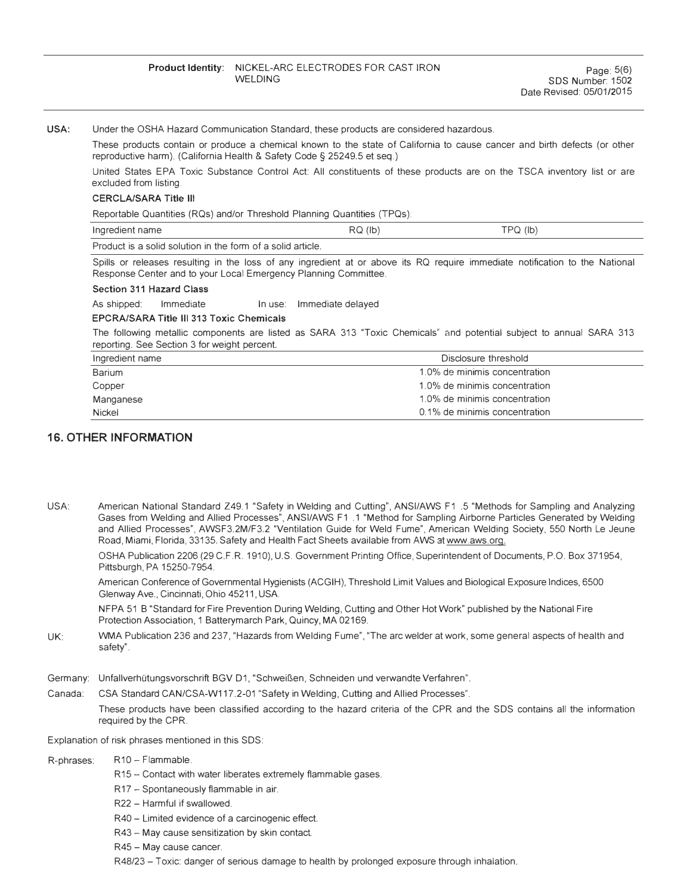**USA:** Under the OSHA Hazard Communication Standard, these products are considered hazardous.

These products contain or produce a chemical known to the state of California to cause cancer and birth defects (or other reproductive harm). (California Health & Safety Code § 25249.5 et seq.)

United States EPA Toxic Substance Control Act: All constituents of these products are on the TSCA inventory list or are excluded from listing.

**CERCLA/SARA Title III**

Reportable Quantities (RQs) and/or Threshold Planning Quantities (TPQs):

| Ingredient name | RQ (lb) | TPQ (lb) |
|---|---|---|
| Product is a solid solution in the form of a solid article. | | |

Spills or releases resulting in the loss of any ingredient at or above its RQ require immediate notification to the National Response Center and to your Local Emergency Planning Committee.

**Section 311 Hazard Class**

As shipped: Immediate In use: Immediate delayed

**EPCRA/SARA Title III 313 Toxic Chemicals**

The following metallic components are listed as SARA 313 "Toxic Chemicals" and potential subject to annual SARA 313 reporting. See Section 3 for weight percent.

| Ingredient name | Disclosure threshold |
|---|---|
| Barium | 1.0% de minimis concentration |
| Copper | 1.0% de minimis concentration |
| Manganese | 1.0% de minimis concentration |
| Nickel | 0.1% de minimis concentration |

## 16. OTHER INFORMATION

USA: American National Standard Z49.1 "Safety in Welding and Cutting", ANSI/AWS F1 .5 "Methods for Sampling and Analyzing Gases from Welding and Allied Processes", ANSI/AWS F1 .1 "Method for Sampling Airborne Particles Generated by Welding and Allied Processes", AWSF3.2M/F3.2 "Ventilation Guide for Weld Fume", American Welding Society, 550 North Le Jeune Road, Miami, Florida, 33135. Safety and Health Fact Sheets available from AWS at www.aws.org.

OSHA Publication 2206 (29 C.F.R. 1910), U.S. Government Printing Office, Superintendent of Documents, P.O. Box 371954, Pittsburgh, PA 15250-7954.

American Conference of Governmental Hygienists (ACGIH), Threshold Limit Values and Biological Exposure Indices, 6500 Glenway Ave., Cincinnati, Ohio 45211, USA.

NFPA 51 B "Standard for Fire Prevention During Welding, Cutting and Other Hot Work" published by the National Fire Protection Association, 1 Batterymarch Park, Quincy, MA 02169.

UK: WMA Publication 236 and 237, "Hazards from Welding Fume", "The arc welder at work, some general aspects of health and safety".

Germany: Unfallverhütungsvorschrift BGV D1, "Schweißen, Schneiden und verwandte Verfahren".

Canada: CSA Standard CAN/CSA-W117.2-01 "Safety in Welding, Cutting and Allied Processes".

These products have been classified according to the hazard criteria of the CPR and the SDS contains all the information required by the CPR.

Explanation of risk phrases mentioned in this SDS:

R-phrases:
- R10 – Flammable.
- R15 – Contact with water liberates extremely flammable gases.
- R17 – Spontaneously flammable in air.
- R22 – Harmful if swallowed.
- R40 – Limited evidence of a carcinogenic effect.
- R43 – May cause sensitization by skin contact.
- R45 – May cause cancer.
- R48/23 – Toxic: danger of serious damage to health by prolonged exposure through inhalation.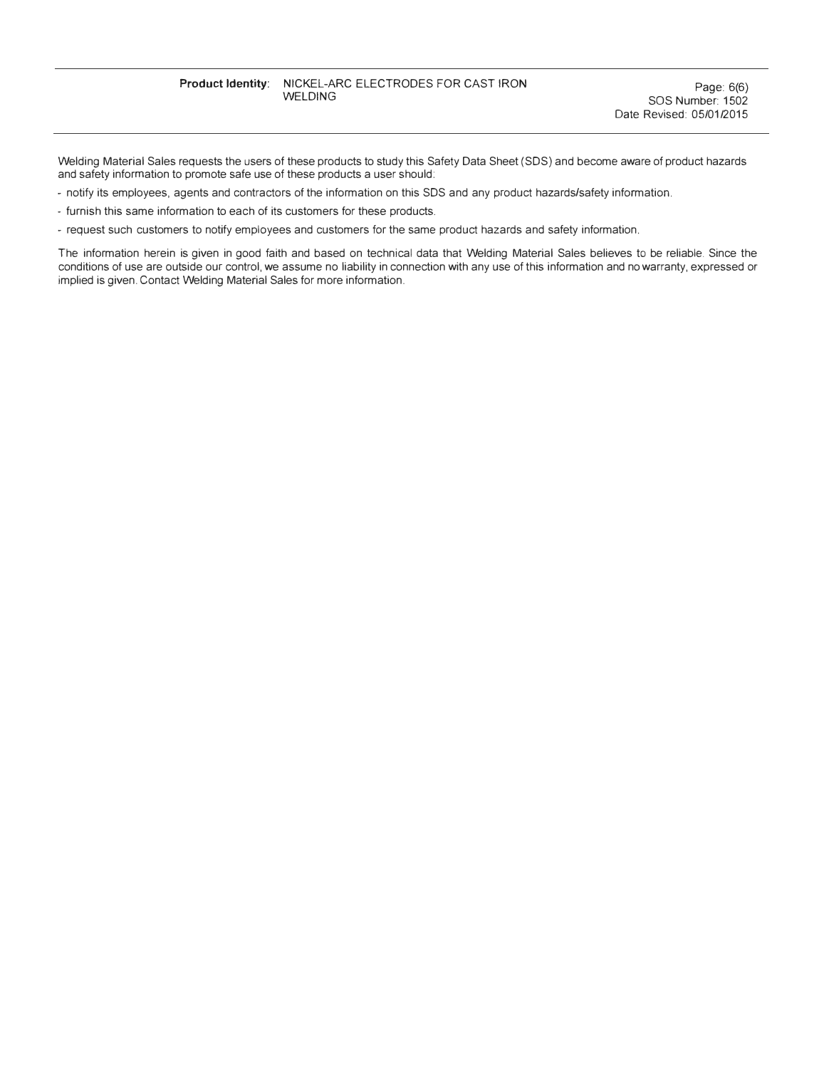Welding Material Sales requests the users of these products to study this Safety Data Sheet (SDS) and become aware of product hazards and safety information to promote safe use of these products a user should:

- notify its employees, agents and contractors of the information on this SDS and any product hazards/safety information.
- furnish this same information to each of its customers for these products.
- request such customers to notify employees and customers for the same product hazards and safety information.

The information herein is given in good faith and based on technical data that Welding Material Sales believes to be reliable. Since the conditions of use are outside our control, we assume no liability in connection with any use of this information and no warranty, expressed or implied is given. Contact Welding Material Sales for more information.